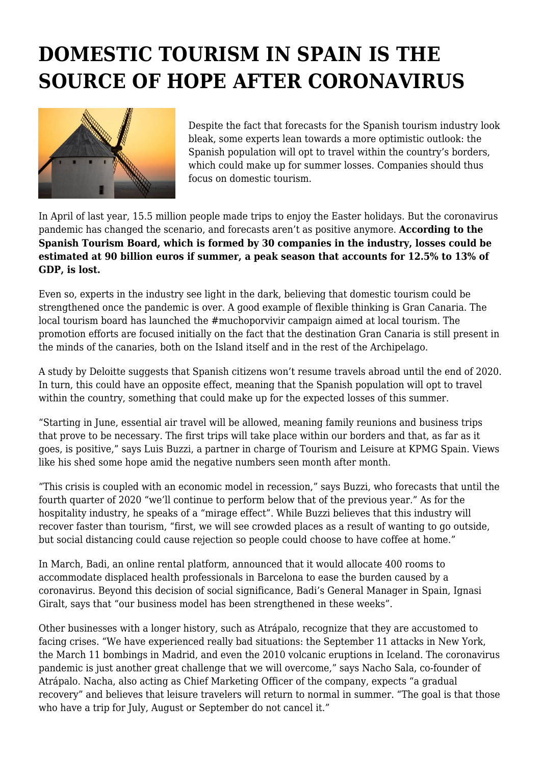# DOMESTIC TOURISM IN SPAIN IS THE SOURCE OF HOPE AFTER CORONAVIRUS

Despite the fact that forecasts for the Spanish tourism industry look bleak, some experts lean towards a more optimistic outlook: the Spanish population will opt to travel within the country's borders, which could make up for summer losses. Companies should thus focus on domestic tourism.

In April of last year, 15.5 million people made trips to enjoy the Easter holidays. But the coronavirus pandemic has changed the scenario, and forecasts aren't as positive anymore. **According to the Spanish Tourism Board, which is formed by 30 companies in the industry, losses could be estimated at 90 billion euros if summer, a peak season that accounts for 12.5% to 13% of GDP, is lost.**

Even so, experts in the industry see light in the dark, believing that domestic tourism could be strengthened once the pandemic is over. A good example of flexible thinking is Gran Canaria. The local tourism board has launched the #muchoporvivir campaign aimed at local tourism. The promotion efforts are focused initially on the fact that the destination Gran Canaria is still present in the minds of the canaries, both on the Island itself and in the rest of the Archipelago.

A study by Deloitte suggests that Spanish citizens won't resume travels abroad until the end of 2020. In turn, this could have an opposite effect, meaning that the Spanish population will opt to travel within the country, something that could make up for the expected losses of this summer.

"Starting in June, essential air travel will be allowed, meaning family reunions and business trips that prove to be necessary. The first trips will take place within our borders and that, as far as it goes, is positive," says Luis Buzzi, a partner in charge of Tourism and Leisure at KPMG Spain. Views like his shed some hope amid the negative numbers seen month after month.

"This crisis is coupled with an economic model in recession," says Buzzi, who forecasts that until the fourth quarter of 2020 "we'll continue to perform below that of the previous year." As for the hospitality industry, he speaks of a "mirage effect". While Buzzi believes that this industry will recover faster than tourism, "first, we will see crowded places as a result of wanting to go outside, but social distancing could cause rejection so people could choose to have coffee at home."

In March, Badi, an online rental platform, announced that it would allocate 400 rooms to accommodate displaced health professionals in Barcelona to ease the burden caused by a coronavirus. Beyond this decision of social significance, Badi's General Manager in Spain, Ignasi Giralt, says that "our business model has been strengthened in these weeks".

Other businesses with a longer history, such as Atrápalo, recognize that they are accustomed to facing crises. "We have experienced really bad situations: the September 11 attacks in New York, the March 11 bombings in Madrid, and even the 2010 volcanic eruptions in Iceland. The coronavirus pandemic is just another great challenge that we will overcome," says Nacho Sala, co-founder of Atrápalo. Nacha, also acting as Chief Marketing Officer of the company, expects "a gradual recovery" and believes that leisure travelers will return to normal in summer. "The goal is that those who have a trip for July, August or September do not cancel it."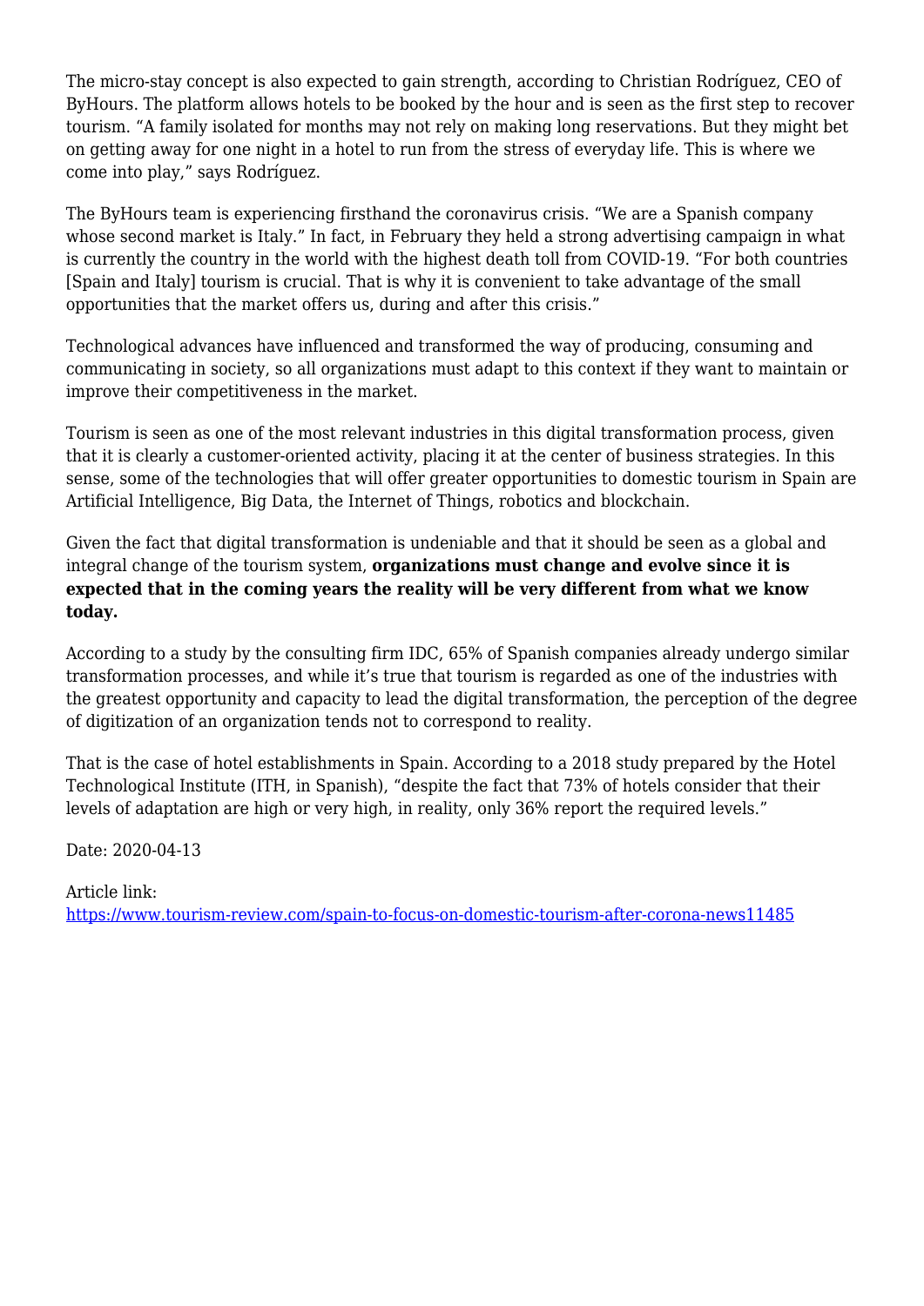The micro-stay concept is also expected to gain strength, according to Christian Rodríguez, CEO of ByHours. The platform allows hotels to be booked by the hour and is seen as the first step to recover tourism. "A family isolated for months may not rely on making long reservations. But they might bet on getting away for one night in a hotel to run from the stress of everyday life. This is where we come into play," says Rodríguez.

The ByHours team is experiencing firsthand the coronavirus crisis. "We are a Spanish company whose second market is Italy." In fact, in February they held a strong advertising campaign in what is currently the country in the world with the highest death toll from COVID-19. "For both countries [Spain and Italy] tourism is crucial. That is why it is convenient to take advantage of the small opportunities that the market offers us, during and after this crisis."

Technological advances have influenced and transformed the way of producing, consuming and communicating in society, so all organizations must adapt to this context if they want to maintain or improve their competitiveness in the market.

Tourism is seen as one of the most relevant industries in this digital transformation process, given that it is clearly a customer-oriented activity, placing it at the center of business strategies. In this sense, some of the technologies that will offer greater opportunities to domestic tourism in Spain are Artificial Intelligence, Big Data, the Internet of Things, robotics and blockchain.

Given the fact that digital transformation is undeniable and that it should be seen as a global and integral change of the tourism system, **organizations must change and evolve since it is expected that in the coming years the reality will be very different from what we know today.**

According to a study by the consulting firm IDC, 65% of Spanish companies already undergo similar transformation processes, and while it's true that tourism is regarded as one of the industries with the greatest opportunity and capacity to lead the digital transformation, the perception of the degree of digitization of an organization tends not to correspond to reality.

That is the case of hotel establishments in Spain. According to a 2018 study prepared by the Hotel Technological Institute (ITH, in Spanish), "despite the fact that 73% of hotels consider that their levels of adaptation are high or very high, in reality, only 36% report the required levels."

Date: 2020-04-13

Article link:
https://www.tourism-review.com/spain-to-focus-on-domestic-tourism-after-corona-news11485